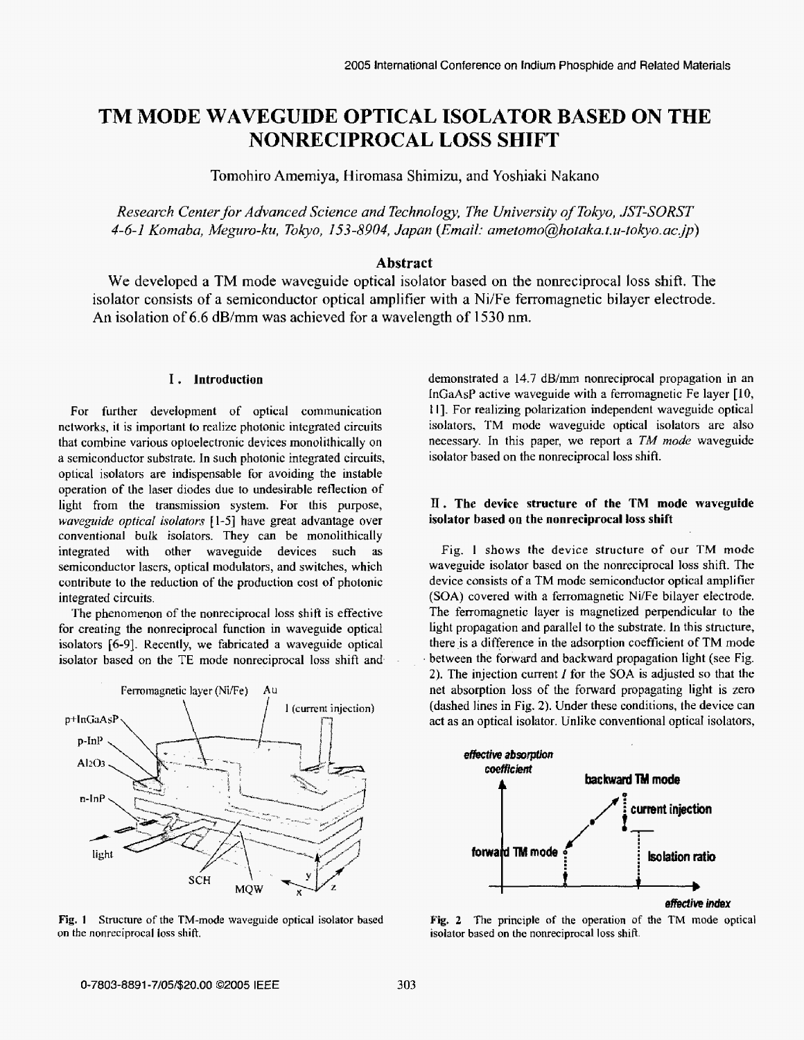# TM MODE WAVEGUIDE OPTICAL ISOLATOR BASED ON THE NONRECIPROCAL LOSS SHIFT

Tomohiro Amemiya, Hiromasa Shimizu, and Yoshiaki Nakano

*Research Center for Advanced Science and Technology, The University of Tokyo, JST-SORST 4-6-1 Komaba, Meguro-ku, Tokyo, 153-8904, Japan (Email: ametomo@hotaka.t.u-tokyo.ac.jp)*

## Abstract

We developed a TM mode waveguide optical isolator based on the nonreciprocal loss shift. The isolator consists of a semiconductor optical amplifier with a Ni/Fe ferromagnetic bilayer electrode. An isolation of 6.6 dB/mm was achieved for a wavelength of 1530 nm.

## I. Introduction

For further development of optical communication networks, it is important to realize photonic integrated circuits that combine various optoelectronic devices monolithically on a semiconductor substrate. In such photonic integrated circuits, optical isolators are indispensable for avoiding the instable operation of the laser diodes due to undesirable reflection of light from the transmission system. For this purpose, *waveguide optical isolators* [1-5] have great advantage over conventional bulk isolators. They can be monolithically integrated with other waveguide devices such as semiconductor lasers, optical modulators, and switches, which contribute to the reduction of the production cost of photonic integrated circuits.

The phenomenon of the nonreciprocal loss shift is effective for creating the nonreciprocal function in waveguide optical isolators [6-9]. Recently, we fabricated a waveguide optical isolator based on the TE mode nonreciprocal loss shift and demonstrated a 14.7 dB/mm nonreciprocal propagation in an InGaAsP active waveguide with a ferromagnetic Fe layer [10, 11]. For realizing polarization independent waveguide optical isolators, TM mode waveguide optical isolators are also necessary. In this paper, we report a *TM mode* waveguide isolator based on the nonreciprocal loss shift.

Fig. 1 Structure of the TM-mode waveguide optical isolator based on the nonreciprocal loss shift.

## II. The device structure of the TM mode waveguide isolator based on the nonreciprocal loss shift

Fig. 1 shows the device structure of our TM mode waveguide isolator based on the nonreciprocal loss shift. The device consists of a TM mode semiconductor optical amplifier (SOA) covered with a ferromagnetic Ni/Fe bilayer electrode. The ferromagnetic layer is magnetized perpendicular to the light propagation and parallel to the substrate. In this structure, there is a difference in the adsorption coefficient of TM mode between the forward and backward propagation light (see Fig. 2). The injection current $I$ for the SOA is adjusted so that the net absorption loss of the forward propagating light is zero (dashed lines in Fig. 2). Under these conditions, the device can act as an optical isolator. Unlike conventional optical isolators,

Fig. 2 The principle of the operation of the TM mode optical isolator based on the nonreciprocal loss shift.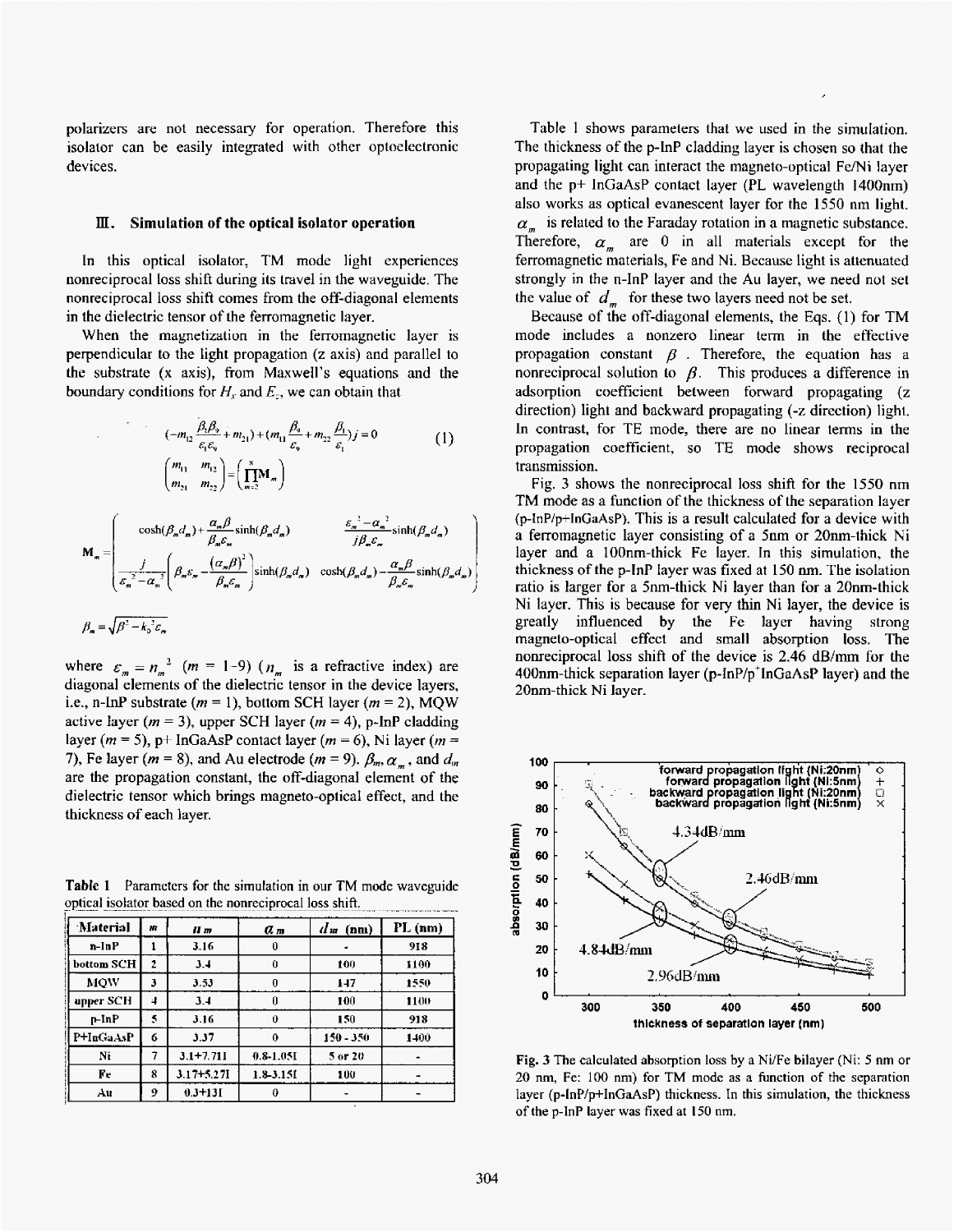polarizers are not necessary for operation. Therefore this isolator can be easily integrated with other optoelectronic devices.

## III. Simulation of the optical isolator operation

In this optical isolator, TM mode light experiences nonreciprocal loss shift during its travel in the waveguide. The nonreciprocal loss shift comes from the off-diagonal elements in the dielectric tensor of the ferromagnetic layer.

When the magnetization in the ferromagnetic layer is perpendicular to the light propagation (z axis) and parallel to the substrate (x axis), from Maxwell's equations and the boundary conditions for $H_x$ and $E_z$, we can obtain that

$$(-m_{12}\frac{\beta_1\beta_9}{\varepsilon_1\varepsilon_9}+m_{21})+(m_{11}\frac{\beta_9}{\varepsilon_9}+m_{22}\frac{\beta_1}{\varepsilon_1})j=0 \qquad (1)$$

$$\begin{pmatrix} m_{11} & m_{12} \\ m_{21} & m_{22} \end{pmatrix} = \left(\prod_{m=2}^{8}\mathbf{M}_m\right)$$

$$\mathbf{M}_m = \begin{pmatrix} \cosh(\beta_m d_m)+\frac{\alpha_m\beta}{\beta_m\varepsilon_m}\sinh(\beta_m d_m) & \frac{\varepsilon_m^2-\alpha_m^2}{j\beta_m\varepsilon_m}\sinh(\beta_m d_m) \\ \frac{j}{\varepsilon_m^2-\alpha_m^2}\left(\beta_m\varepsilon_m-\frac{(\alpha_m\beta)^2}{\beta_m\varepsilon_m}\right)\sinh(\beta_m d_m) & \cosh(\beta_m d_m)-\frac{\alpha_m\beta}{\beta_m\varepsilon_m}\sinh(\beta_m d_m) \end{pmatrix}$$

$$\beta_m=\sqrt{\beta^2-k_0^2\varepsilon_m}$$

where $\varepsilon_m = n_m^2$ ($m$ = 1-9) ($n_m$ is a refractive index) are diagonal elements of the dielectric tensor in the device layers, i.e., n-InP substrate ($m$ = 1), bottom SCH layer ($m$ = 2), MQW active layer ($m$ = 3), upper SCH layer ($m$ = 4), p-InP cladding layer ($m$ = 5), p+ InGaAsP contact layer ($m$ = 6), Ni layer ($m$ = 7), Fe layer ($m$ = 8), and Au electrode ($m$ = 9). $\beta_m$, $\alpha_m$, and $d_m$ are the propagation constant, the off-diagonal element of the dielectric tensor which brings magneto-optical effect, and the thickness of each layer.

**Table 1** Parameters for the simulation in our TM mode waveguide optical isolator based on the nonreciprocal loss shift.

| Material | $m$ | $n_m$ | $\alpha_m$ | $d_m$ (nm) | PL (nm) |
|---|---|---|---|---|---|
| n-InP | 1 | 3.16 | 0 | - | 918 |
| bottom SCH | 2 | 3.4 | 0 | 100 | 1100 |
| MQW | 3 | 3.53 | 0 | 147 | 1550 |
| upper SCH | 4 | 3.4 | 0 | 100 | 1100 |
| p-InP | 5 | 3.16 | 0 | 150 | 918 |
| P+InGaAsP | 6 | 3.37 | 0 | 150 - 350 | 1400 |
| Ni | 7 | 3.1+7.71I | 0.8-1.05I | 5 or 20 | - |
| Fe | 8 | 3.17+5.27I | 1.8-3.15I | 100 | - |
| Au | 9 | 0.3+13I | 0 | - | - |

Table 1 shows parameters that we used in the simulation. The thickness of the p-InP cladding layer is chosen so that the propagating light can interact the magneto-optical Fe/Ni layer and the p+ InGaAsP contact layer (PL wavelength 1400nm) also works as optical evanescent layer for the 1550 nm light. $\alpha_m$ is related to the Faraday rotation in a magnetic substance. Therefore, $\alpha_m$ are 0 in all materials except for the ferromagnetic materials, Fe and Ni. Because light is attenuated strongly in the n-InP layer and the Au layer, we need not set the value of $d_m$ for these two layers need not be set.

Because of the off-diagonal elements, the Eqs. (1) for TM mode includes a nonzero linear term in the effective propagation constant $\beta$. Therefore, the equation has a nonreciprocal solution to $\beta$. This produces a difference in adsorption coefficient between forward propagating (z direction) light and backward propagating (-z direction) light. In contrast, for TE mode, there are no linear terms in the propagation coefficient, so TE mode shows reciprocal transmission.

Fig. 3 shows the nonreciprocal loss shift for the 1550 nm TM mode as a function of the thickness of the separation layer (p-InP/p+InGaAsP). This is a result calculated for a device with a ferromagnetic layer consisting of a 5nm or 20nm-thick Ni layer and a 100nm-thick Fe layer. In this simulation, the thickness of the p-InP layer was fixed at 150 nm. The isolation ratio is larger for a 5nm-thick Ni layer than for a 20nm-thick Ni layer. This is because for very thin Ni layer, the device is greatly influenced by the Fe layer having strong magneto-optical effect and small absorption loss. The nonreciprocal loss shift of the device is 2.46 dB/mm for the 400nm-thick separation layer (p-InP/p+InGaAsP layer) and the 20nm-thick Ni layer.

Fig. 3 The calculated absorption loss by a Ni/Fe bilayer (Ni: 5 nm or 20 nm, Fe: 100 nm) for TM mode as a function of the separation layer (p-InP/p+InGaAsP) thickness. In this simulation, the thickness of the p-InP layer was fixed at 150 nm.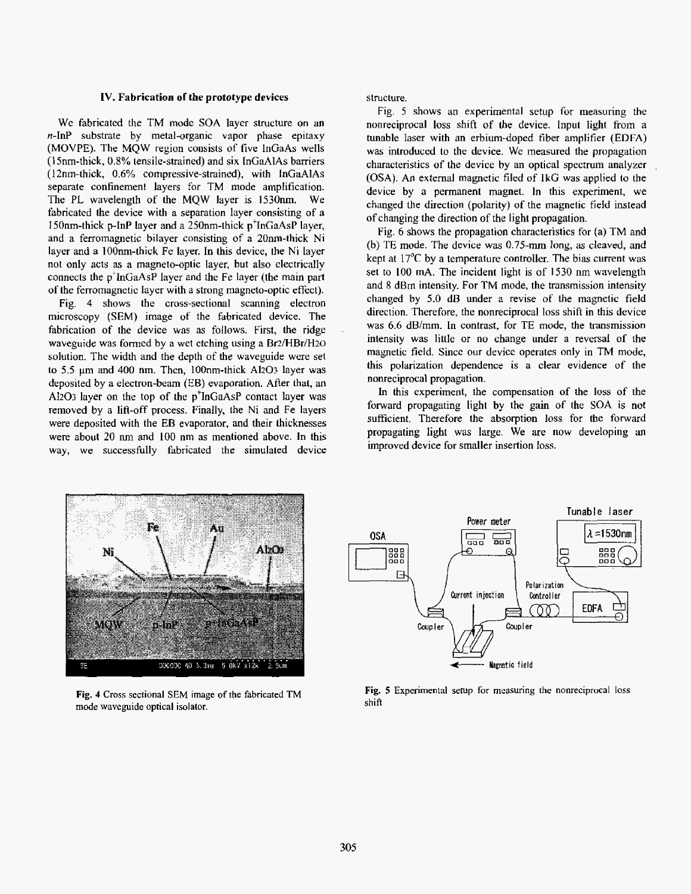### IV. Fabrication of the prototype devices

We fabricated the TM mode SOA layer structure on an *n*-InP substrate by metal-organic vapor phase epitaxy (MOVPE). The MQW region consists of five InGaAs wells (15nm-thick, 0.8% tensile-strained) and six InGaAlAs barriers (12nm-thick, 0.6% compressive-strained), with InGaAlAs separate confinement layers for TM mode amplification. The PL wavelength of the MQW layer is 1530nm. We fabricated the device with a separation layer consisting of a 150nm-thick p-InP layer and a 250nm-thick $p^+$InGaAsP layer, and a ferromagnetic bilayer consisting of a 20nm-thick Ni layer and a 100nm-thick Fe layer. In this device, the Ni layer not only acts as a magneto-optic layer, but also electrically connects the $p^+$InGaAsP layer and the Fe layer (the main part of the ferromagnetic layer with a strong magneto-optic effect).

Fig. 4 shows the cross-sectional scanning electron microscopy (SEM) image of the fabricated device. The fabrication of the device was as follows. First, the ridge waveguide was formed by a wet etching using a $Br_2/HBr/H_2O$ solution. The width and the depth of the waveguide were set to 5.5 μm and 400 nm. Then, 100nm-thick $Al_2O_3$ layer was deposited by a electron-beam (EB) evaporation. After that, an $Al_2O_3$ layer on the top of the $p^+$InGaAsP contact layer was removed by a lift-off process. Finally, the Ni and Fe layers were deposited with the EB evaporator, and their thicknesses were about 20 nm and 100 nm as mentioned above. In this way, we successfully fabricated the simulated device structure.

Fig. 5 shows an experimental setup for measuring the nonreciprocal loss shift of the device. Input light from a tunable laser with an erbium-doped fiber amplifier (EDFA) was introduced to the device. We measured the propagation characteristics of the device by an optical spectrum analyzer (OSA). An external magnetic filed of 1kG was applied to the device by a permanent magnet. In this experiment, we changed the direction (polarity) of the magnetic field instead of changing the direction of the light propagation.

Fig. 6 shows the propagation characteristics for (a) TM and (b) TE mode. The device was 0.75-mm long, as cleaved, and kept at 17°C by a temperature controller. The bias current was set to 100 mA. The incident light is of 1530 nm wavelength and 8 dBm intensity. For TM mode, the transmission intensity changed by 5.0 dB under a revise of the magnetic field direction. Therefore, the nonreciprocal loss shift in this device was 6.6 dB/mm. In contrast, for TE mode, the transmission intensity was little or no change under a reversal of the magnetic field. Since our device operates only in TM mode, this polarization dependence is a clear evidence of the nonreciprocal propagation.

In this experiment, the compensation of the loss of the forward propagating light by the gain of the SOA is not sufficient. Therefore the absorption loss for the forward propagating light was large. We are now developing an improved device for smaller insertion loss.

**Fig. 4** Cross sectional SEM image of the fabricated TM mode waveguide optical isolator.

**Fig. 5** Experimental setup for measuring the nonreciprocal loss shift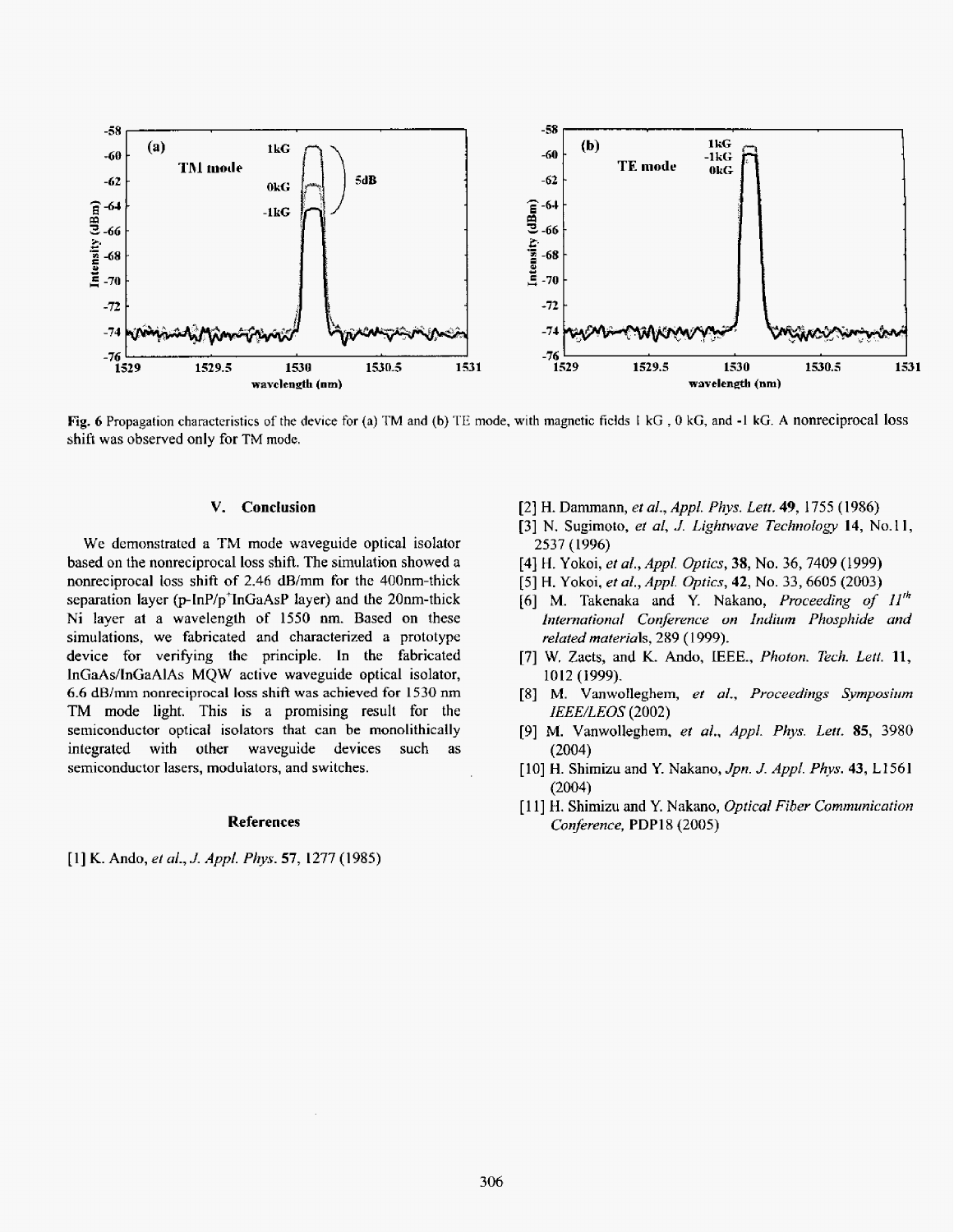(a)

TM mode

1kG

0kG

-1kG

5dB

Intensity (dBm)

-58
-60
-62
-64
-66
-68
-70
-72
-74
-76

1529 1529.5 1530 1530.5 1531

wavelength (nm)

(b)

TE mode

1kG
-1kG
0kG

Intensity (dBm)

-58
-60
-62
-64
-66
-68
-70
-72
-74
-76

1529 1529.5 1530 1530.5 1531

wavelength (nm)

**Fig. 6** Propagation characteristics of the device for (a) TM and (b) TE mode, with magnetic fields 1 kG , 0 kG, and -1 kG. A nonreciprocal loss shift was observed only for TM mode.

## V. Conclusion

We demonstrated a TM mode waveguide optical isolator based on the nonreciprocal loss shift. The simulation showed a nonreciprocal loss shift of 2.46 dB/mm for the 400nm-thick separation layer (p-InP/$p^+$InGaAsP layer) and the 20nm-thick Ni layer at a wavelength of 1550 nm. Based on these simulations, we fabricated and characterized a prototype device for verifying the principle. In the fabricated InGaAs/InGaAlAs MQW active waveguide optical isolator, 6.6 dB/mm nonreciprocal loss shift was achieved for 1530 nm TM mode light. This is a promising result for the semiconductor optical isolators that can be monolithically integrated with other waveguide devices such as semiconductor lasers, modulators, and switches.

### References

[1] K. Ando, *et al., J. Appl. Phys.* **57**, 1277 (1985)

[2] H. Dammann, *et al., Appl. Phys. Lett.* **49**, 1755 (1986)

[3] N. Sugimoto, *et al, J. Lightwave Technology* **14**, No.11, 2537 (1996)

[4] H. Yokoi, *et al., Appl. Optics*, **38**, No. 36, 7409 (1999)

[5] H. Yokoi, *et al., Appl. Optics*, **42**, No. 33, 6605 (2003)

[6] M. Takenaka and Y. Nakano, *Proceeding of 11th International Conference on Indium Phosphide and related materials*, 289 (1999).

[7] W. Zaets, and K. Ando, IEEE., *Photon. Tech. Lett.* **11**, 1012 (1999).

[8] M. Vanwolleghem, *et al., Proceedings Symposium IEEE/LEOS* (2002)

[9] M. Vanwolleghem, *et al., Appl. Phys. Lett.* **85**, 3980 (2004)

[10] H. Shimizu and Y. Nakano, *Jpn. J. Appl. Phys.* **43**, L1561 (2004)

[11] H. Shimizu and Y. Nakano, *Optical Fiber Communication Conference*, PDP18 (2005)